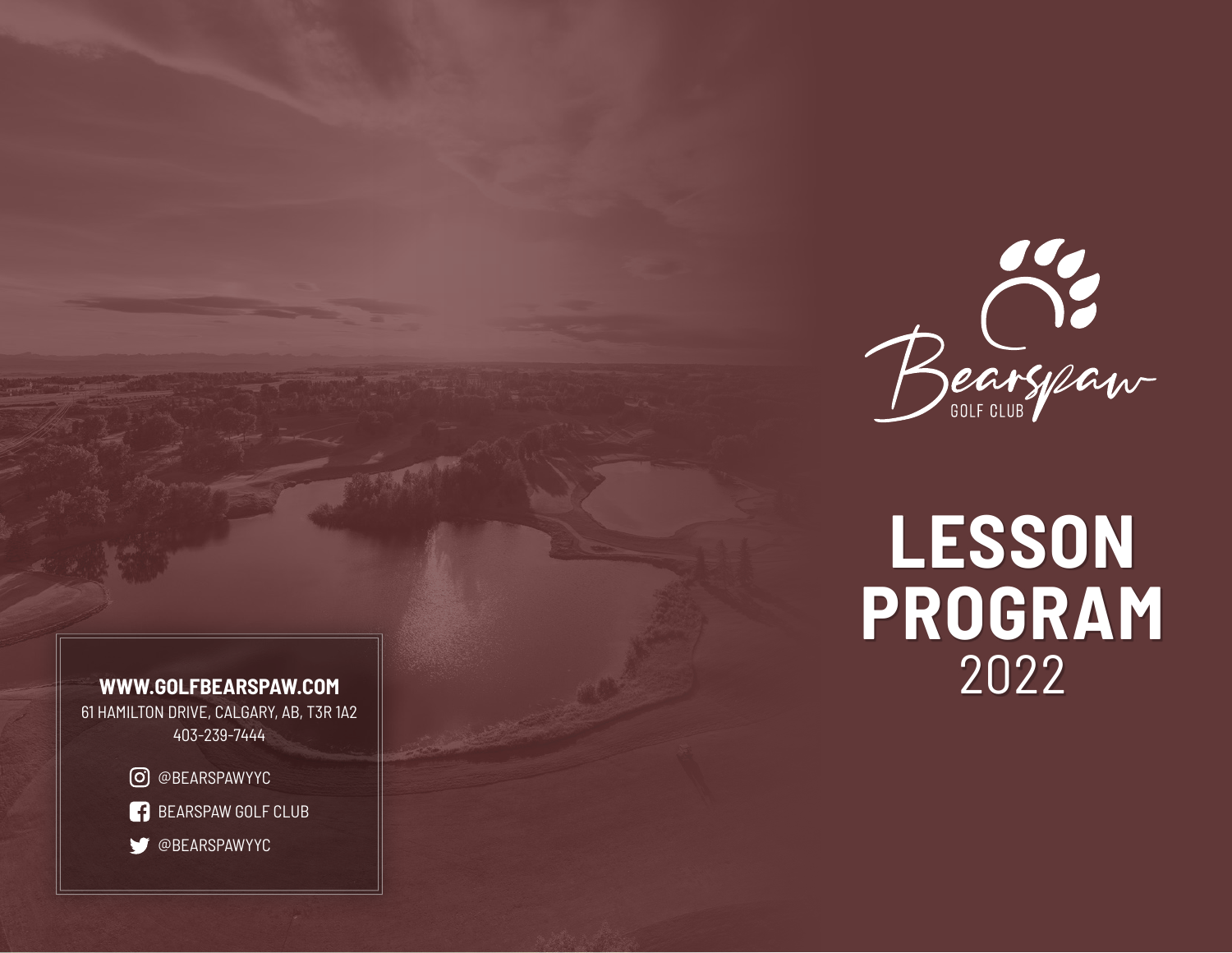Bearspaw
GOLF CLUB

# LESSON PROGRAM
2022

**WWW.GOLFBEARSPAW.COM**
61 HAMILTON DRIVE, CALGARY, AB, T3R 1A2
403-239-7444

@BEARSPAWYYC
BEARSPAW GOLF CLUB
@BEARSPAWYYC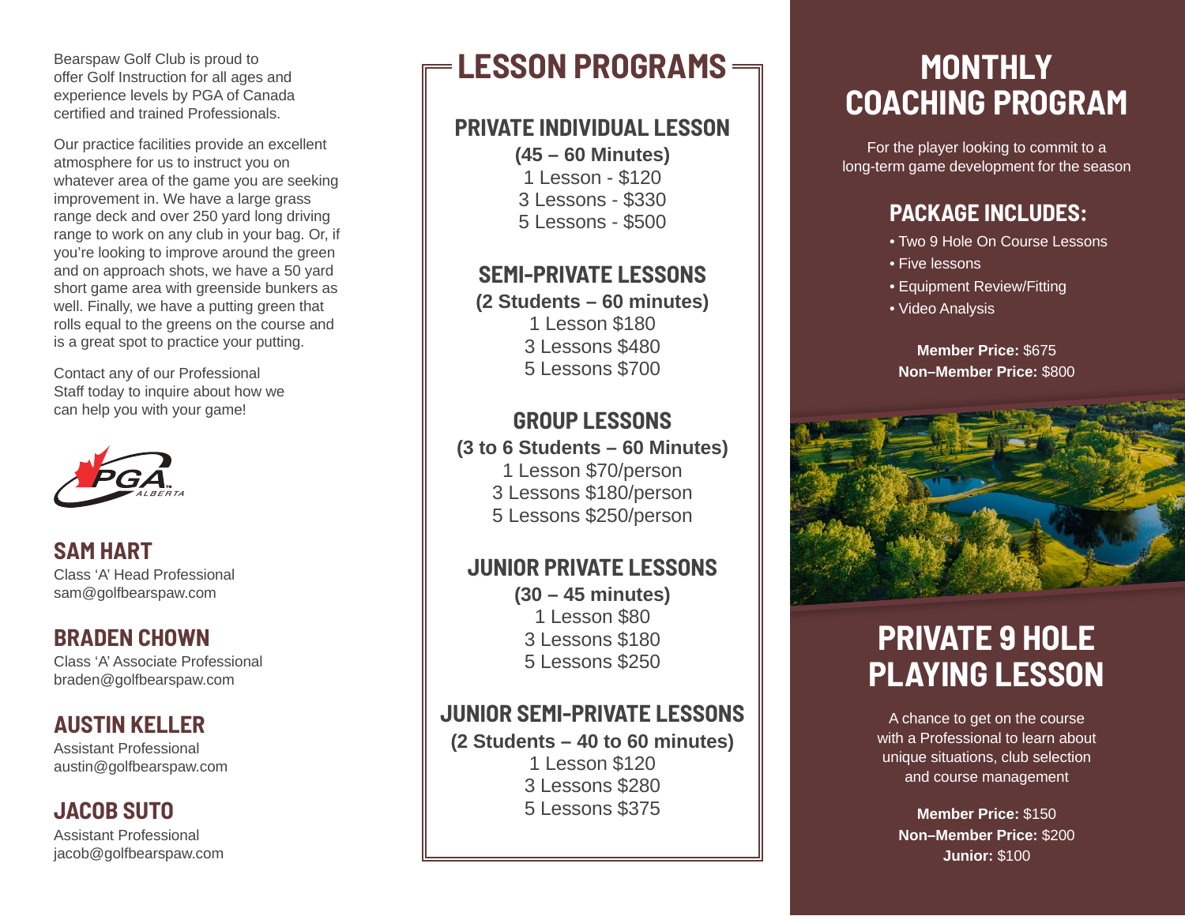Bearspaw Golf Club is proud to offer Golf Instruction for all ages and experience levels by PGA of Canada certified and trained Professionals.

Our practice facilities provide an excellent atmosphere for us to instruct you on whatever area of the game you are seeking improvement in. We have a large grass range deck and over 250 yard long driving range to work on any club in your bag. Or, if you're looking to improve around the green and on approach shots, we have a 50 yard short game area with greenside bunkers as well. Finally, we have a putting green that rolls equal to the greens on the course and is a great spot to practice your putting.

Contact any of our Professional Staff today to inquire about how we can help you with your game!

PGA ALBERTA

## SAM HART

Class 'A' Head Professional
sam@golfbearspaw.com

## BRADEN CHOWN

Class 'A' Associate Professional
braden@golfbearspaw.com

## AUSTIN KELLER

Assistant Professional
austin@golfbearspaw.com

## JACOB SUTO

Assistant Professional
jacob@golfbearspaw.com

# LESSON PROGRAMS

## PRIVATE INDIVIDUAL LESSON

**(45 – 60 Minutes)**
1 Lesson - $120
3 Lessons - $330
5 Lessons - $500

## SEMI-PRIVATE LESSONS

**(2 Students – 60 minutes)**
1 Lesson $180
3 Lessons $480
5 Lessons $700

## GROUP LESSONS

**(3 to 6 Students – 60 Minutes)**
1 Lesson $70/person
3 Lessons $180/person
5 Lessons $250/person

## JUNIOR PRIVATE LESSONS

**(30 – 45 minutes)**
1 Lesson $80
3 Lessons $180
5 Lessons $250

## JUNIOR SEMI-PRIVATE LESSONS

**(2 Students – 40 to 60 minutes)**
1 Lesson $120
3 Lessons $280
5 Lessons $375

# MONTHLY COACHING PROGRAM

For the player looking to commit to a long-term game development for the season

## PACKAGE INCLUDES:

- Two 9 Hole On Course Lessons
- Five lessons
- Equipment Review/Fitting
- Video Analysis

**Member Price:** $675
**Non–Member Price:** $800

# PRIVATE 9 HOLE PLAYING LESSON

A chance to get on the course with a Professional to learn about unique situations, club selection and course management

**Member Price:** $150
**Non–Member Price:** $200
**Junior:** $100